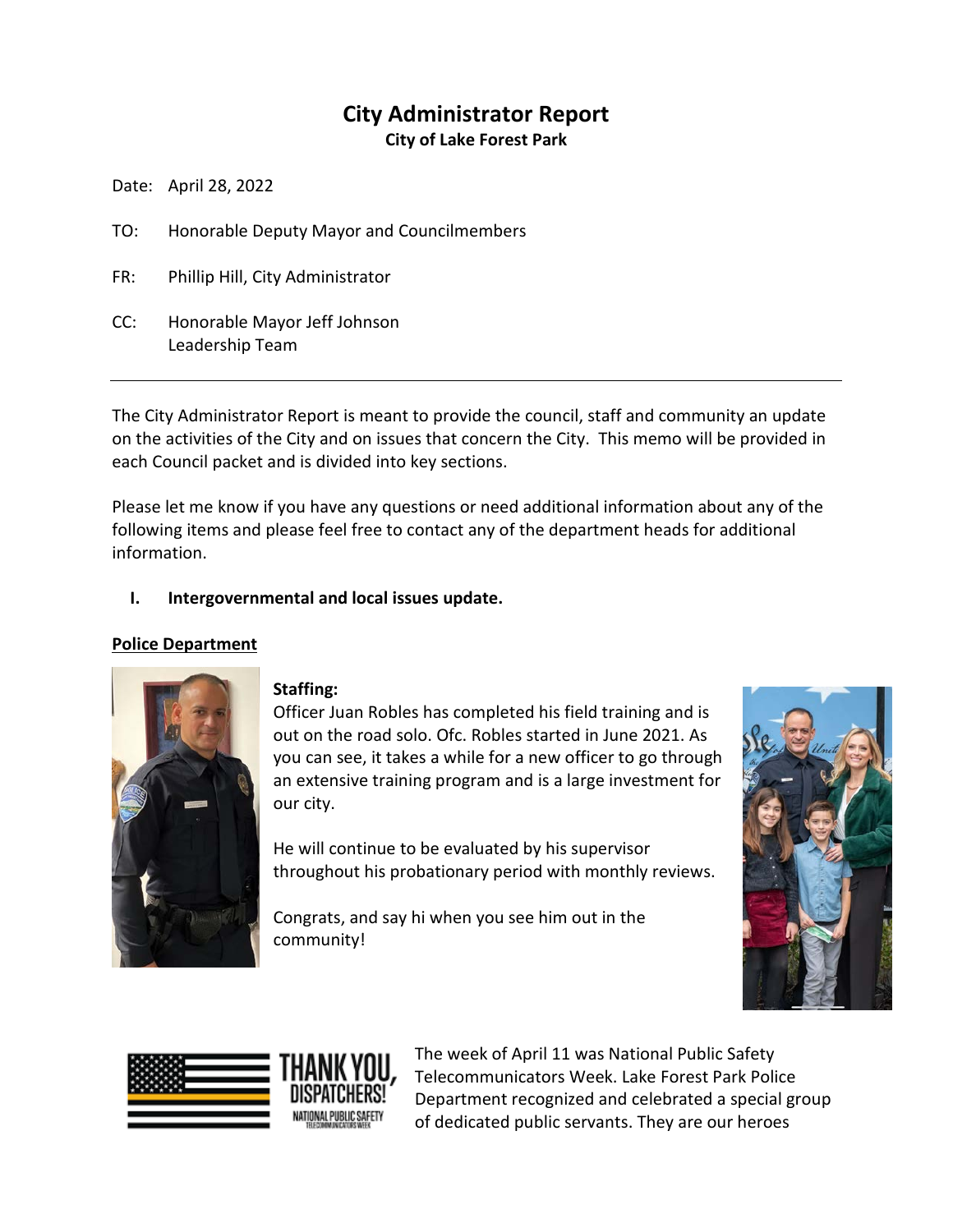# City Administrator Report

**City of Lake Forest Park**

Date: April 28, 2022

TO: Honorable Deputy Mayor and Councilmembers

FR: Phillip Hill, City Administrator

CC: Honorable Mayor Jeff Johnson
Leadership Team

---

The City Administrator Report is meant to provide the council, staff and community an update on the activities of the City and on issues that concern the City. This memo will be provided in each Council packet and is divided into key sections.

Please let me know if you have any questions or need additional information about any of the following items and please feel free to contact any of the department heads for additional information.

## I. Intergovernmental and local issues update.

### Police Department

**Staffing:**

Officer Juan Robles has completed his field training and is out on the road solo. Ofc. Robles started in June 2021. As you can see, it takes a while for a new officer to go through an extensive training program and is a large investment for our city.

He will continue to be evaluated by his supervisor throughout his probationary period with monthly reviews.

Congrats, and say hi when you see him out in the community!

The week of April 11 was National Public Safety Telecommunicators Week. Lake Forest Park Police Department recognized and celebrated a special group of dedicated public servants. They are our heroes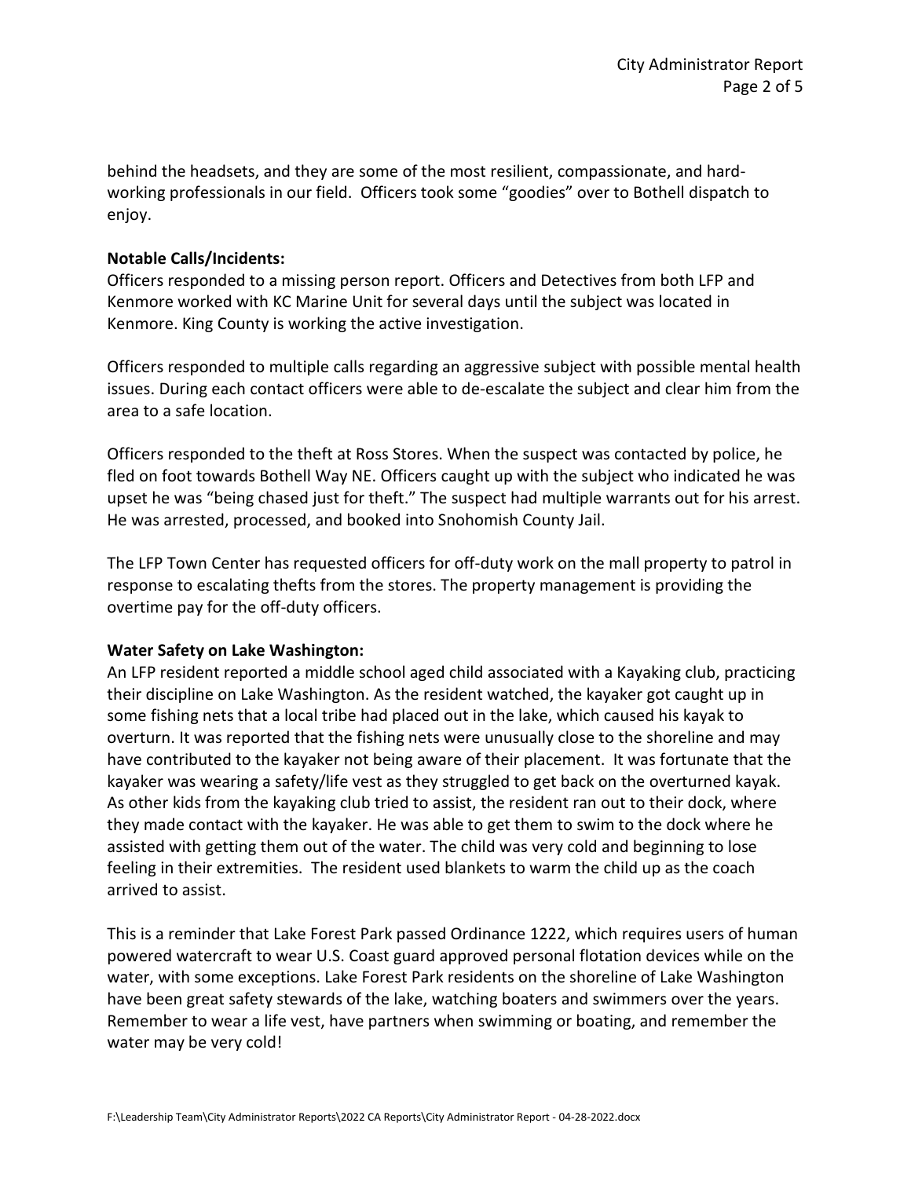behind the headsets, and they are some of the most resilient, compassionate, and hard-working professionals in our field. Officers took some "goodies" over to Bothell dispatch to enjoy.

**Notable Calls/Incidents:**

Officers responded to a missing person report. Officers and Detectives from both LFP and Kenmore worked with KC Marine Unit for several days until the subject was located in Kenmore. King County is working the active investigation.

Officers responded to multiple calls regarding an aggressive subject with possible mental health issues. During each contact officers were able to de-escalate the subject and clear him from the area to a safe location.

Officers responded to the theft at Ross Stores. When the suspect was contacted by police, he fled on foot towards Bothell Way NE. Officers caught up with the subject who indicated he was upset he was "being chased just for theft." The suspect had multiple warrants out for his arrest. He was arrested, processed, and booked into Snohomish County Jail.

The LFP Town Center has requested officers for off-duty work on the mall property to patrol in response to escalating thefts from the stores. The property management is providing the overtime pay for the off-duty officers.

**Water Safety on Lake Washington:**

An LFP resident reported a middle school aged child associated with a Kayaking club, practicing their discipline on Lake Washington. As the resident watched, the kayaker got caught up in some fishing nets that a local tribe had placed out in the lake, which caused his kayak to overturn. It was reported that the fishing nets were unusually close to the shoreline and may have contributed to the kayaker not being aware of their placement. It was fortunate that the kayaker was wearing a safety/life vest as they struggled to get back on the overturned kayak. As other kids from the kayaking club tried to assist, the resident ran out to their dock, where they made contact with the kayaker. He was able to get them to swim to the dock where he assisted with getting them out of the water. The child was very cold and beginning to lose feeling in their extremities. The resident used blankets to warm the child up as the coach arrived to assist.

This is a reminder that Lake Forest Park passed Ordinance 1222, which requires users of human powered watercraft to wear U.S. Coast guard approved personal flotation devices while on the water, with some exceptions. Lake Forest Park residents on the shoreline of Lake Washington have been great safety stewards of the lake, watching boaters and swimmers over the years. Remember to wear a life vest, have partners when swimming or boating, and remember the water may be very cold!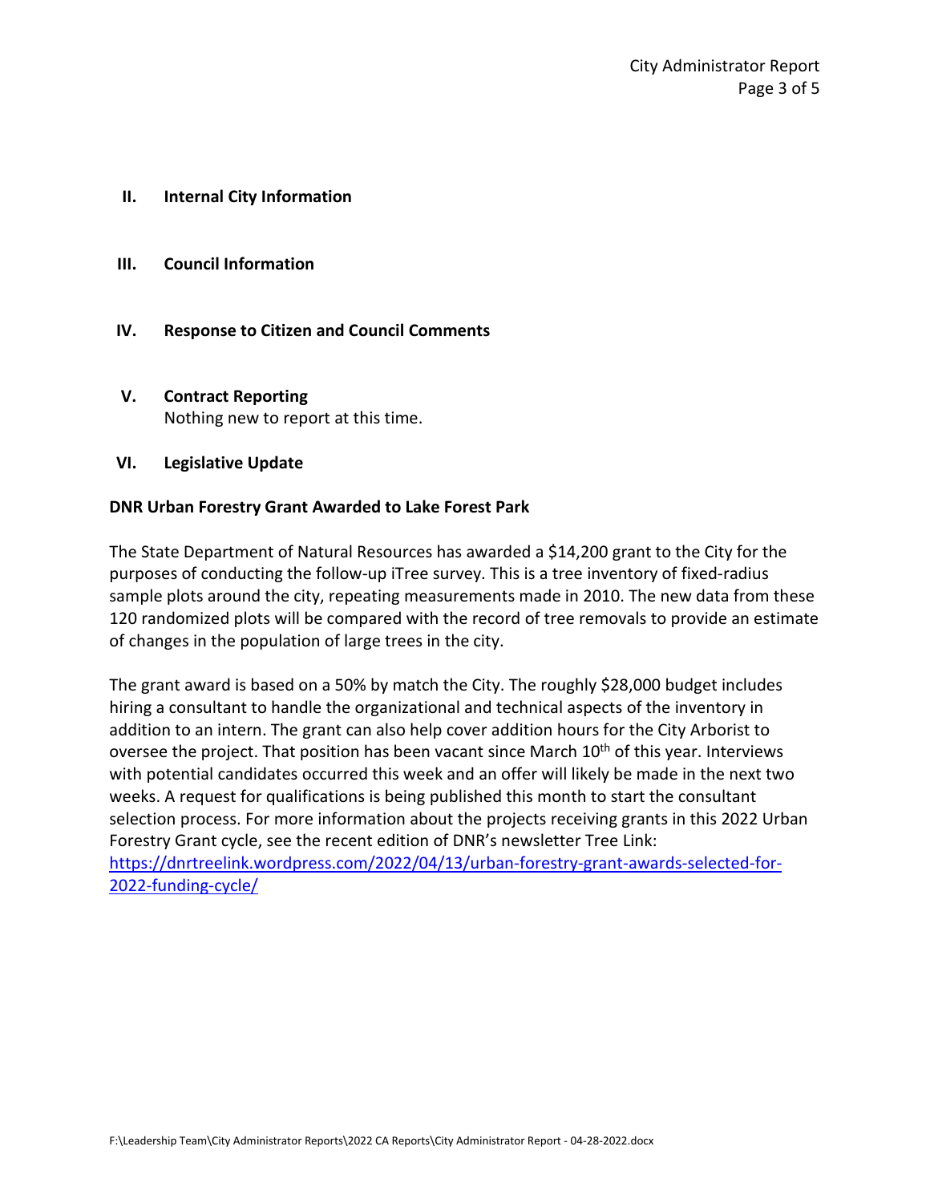## II. Internal City Information

## III. Council Information

## IV. Response to Citizen and Council Comments

## V. Contract Reporting

Nothing new to report at this time.

## VI. Legislative Update

**DNR Urban Forestry Grant Awarded to Lake Forest Park**

The State Department of Natural Resources has awarded a $14,200 grant to the City for the purposes of conducting the follow-up iTree survey. This is a tree inventory of fixed-radius sample plots around the city, repeating measurements made in 2010. The new data from these 120 randomized plots will be compared with the record of tree removals to provide an estimate of changes in the population of large trees in the city.

The grant award is based on a 50% by match the City. The roughly $28,000 budget includes hiring a consultant to handle the organizational and technical aspects of the inventory in addition to an intern. The grant can also help cover addition hours for the City Arborist to oversee the project. That position has been vacant since March 10th of this year. Interviews with potential candidates occurred this week and an offer will likely be made in the next two weeks. A request for qualifications is being published this month to start the consultant selection process. For more information about the projects receiving grants in this 2022 Urban Forestry Grant cycle, see the recent edition of DNR's newsletter Tree Link: https://dnrtreelink.wordpress.com/2022/04/13/urban-forestry-grant-awards-selected-for-2022-funding-cycle/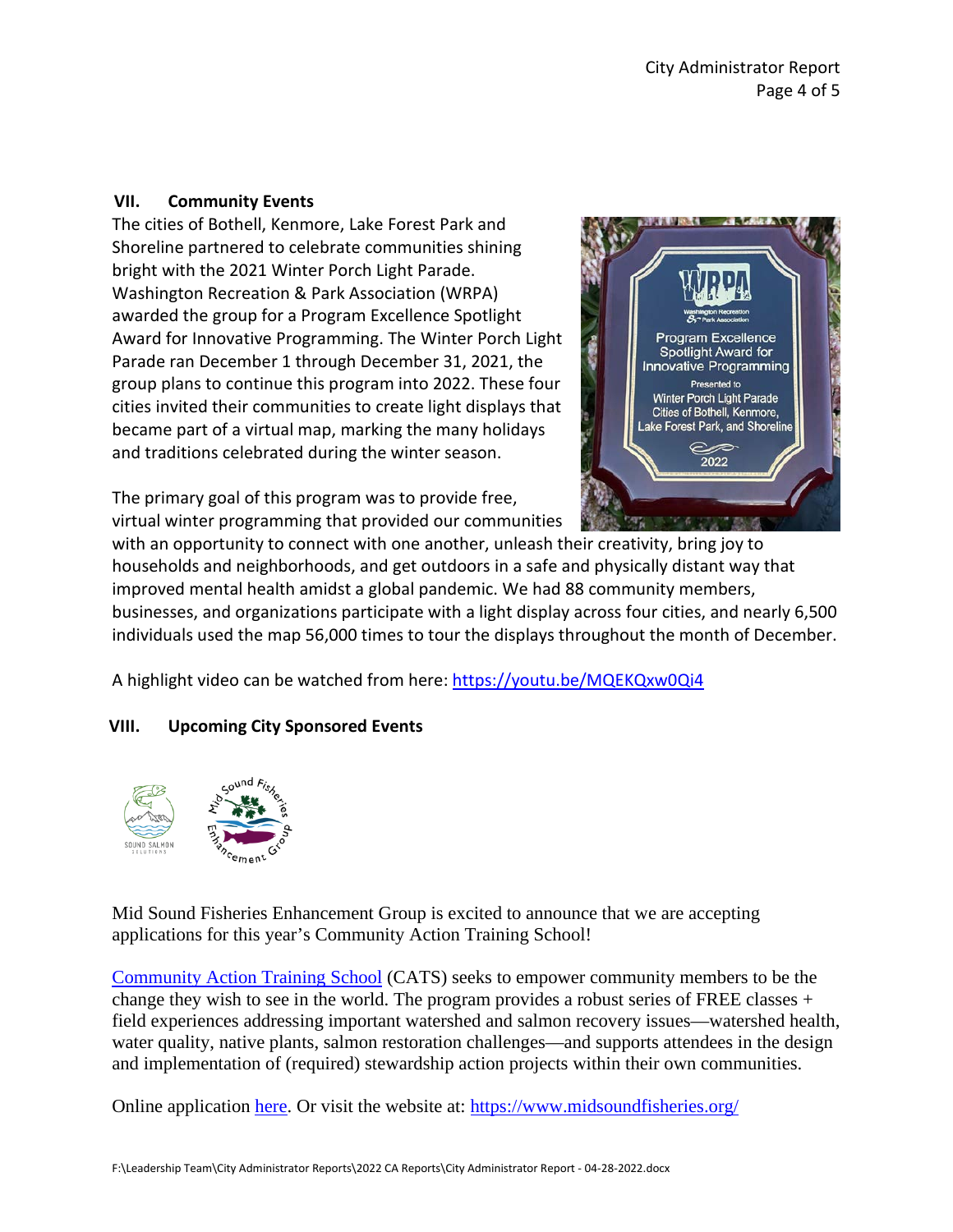## VII. Community Events

The cities of Bothell, Kenmore, Lake Forest Park and Shoreline partnered to celebrate communities shining bright with the 2021 Winter Porch Light Parade. Washington Recreation & Park Association (WRPA) awarded the group for a Program Excellence Spotlight Award for Innovative Programming. The Winter Porch Light Parade ran December 1 through December 31, 2021, the group plans to continue this program into 2022. These four cities invited their communities to create light displays that became part of a virtual map, marking the many holidays and traditions celebrated during the winter season.

The primary goal of this program was to provide free, virtual winter programming that provided our communities with an opportunity to connect with one another, unleash their creativity, bring joy to households and neighborhoods, and get outdoors in a safe and physically distant way that improved mental health amidst a global pandemic. We had 88 community members, businesses, and organizations participate with a light display across four cities, and nearly 6,500 individuals used the map 56,000 times to tour the displays throughout the month of December.

A highlight video can be watched from here: [https://youtu.be/MQEKQxw0Qi4](https://youtu.be/MQEKQxw0Qi4)

## VIII. Upcoming City Sponsored Events

Mid Sound Fisheries Enhancement Group is excited to announce that we are accepting applications for this year's Community Action Training School!

Community Action Training School (CATS) seeks to empower community members to be the change they wish to see in the world. The program provides a robust series of FREE classes + field experiences addressing important watershed and salmon recovery issues—watershed health, water quality, native plants, salmon restoration challenges—and supports attendees in the design and implementation of (required) stewardship action projects within their own communities.

Online application here. Or visit the website at: [https://www.midsoundfisheries.org/](https://www.midsoundfisheries.org/)

F:\Leadership Team\City Administrator Reports\2022 CA Reports\City Administrator Report - 04-28-2022.docx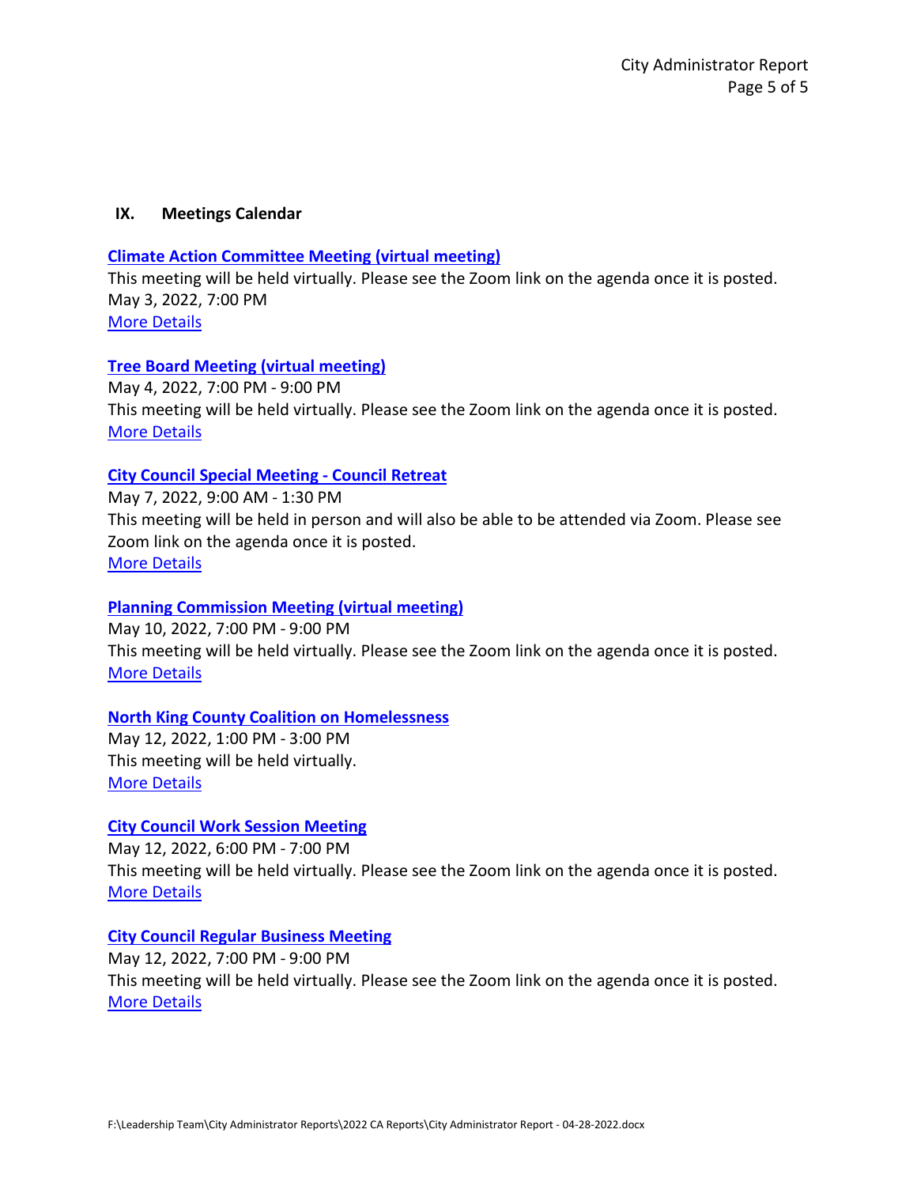## IX. Meetings Calendar

**Climate Action Committee Meeting (virtual meeting)**
This meeting will be held virtually. Please see the Zoom link on the agenda once it is posted.
May 3, 2022, 7:00 PM
More Details

**Tree Board Meeting (virtual meeting)**
May 4, 2022, 7:00 PM - 9:00 PM
This meeting will be held virtually. Please see the Zoom link on the agenda once it is posted.
More Details

**City Council Special Meeting - Council Retreat**
May 7, 2022, 9:00 AM - 1:30 PM
This meeting will be held in person and will also be able to be attended via Zoom. Please see Zoom link on the agenda once it is posted.
More Details

**Planning Commission Meeting (virtual meeting)**
May 10, 2022, 7:00 PM - 9:00 PM
This meeting will be held virtually. Please see the Zoom link on the agenda once it is posted.
More Details

**North King County Coalition on Homelessness**
May 12, 2022, 1:00 PM - 3:00 PM
This meeting will be held virtually.
More Details

**City Council Work Session Meeting**
May 12, 2022, 6:00 PM - 7:00 PM
This meeting will be held virtually. Please see the Zoom link on the agenda once it is posted.
More Details

**City Council Regular Business Meeting**
May 12, 2022, 7:00 PM - 9:00 PM
This meeting will be held virtually. Please see the Zoom link on the agenda once it is posted.
More Details

F:\Leadership Team\City Administrator Reports\2022 CA Reports\City Administrator Report - 04-28-2022.docx